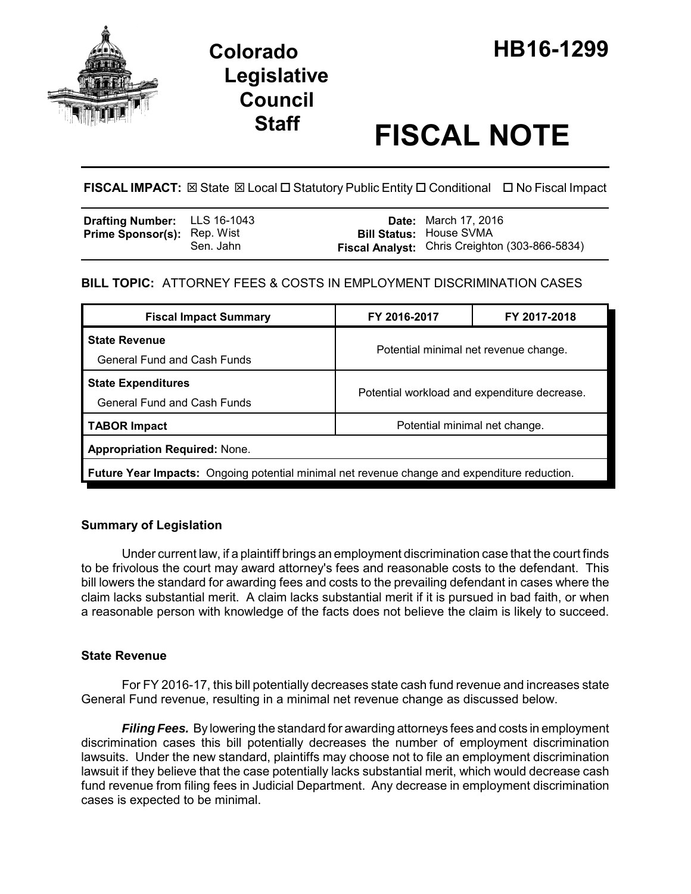# Colorado Legislative Council Staff

# HB16-1299

# FISCAL NOTE

**FISCAL IMPACT:** ☒ State ☒ Local ☐ Statutory Public Entity ☐ Conditional ☐ No Fiscal Impact

| | | | |
|---|---|---|---|
| **Drafting Number:** | LLS 16-1043 | **Date:** | March 17, 2016 |
| **Prime Sponsor(s):** | Rep. Wist<br>Sen. Jahn | **Bill Status:** | House SVMA |
| | | **Fiscal Analyst:** | Chris Creighton (303-866-5834) |

**BILL TOPIC:** ATTORNEY FEES & COSTS IN EMPLOYMENT DISCRIMINATION CASES

| Fiscal Impact Summary | FY 2016-2017 | FY 2017-2018 |
|---|---|---|
| **State Revenue**<br>General Fund and Cash Funds | Potential minimal net revenue change. | |
| **State Expenditures**<br>General Fund and Cash Funds | Potential workload and expenditure decrease. | |
| **TABOR Impact** | Potential minimal net change. | |
| **Appropriation Required:** None. | | |
| **Future Year Impacts:** Ongoing potential minimal net revenue change and expenditure reduction. | | |

### Summary of Legislation

Under current law, if a plaintiff brings an employment discrimination case that the court finds to be frivolous the court may award attorney's fees and reasonable costs to the defendant. This bill lowers the standard for awarding fees and costs to the prevailing defendant in cases where the claim lacks substantial merit. A claim lacks substantial merit if it is pursued in bad faith, or when a reasonable person with knowledge of the facts does not believe the claim is likely to succeed.

### State Revenue

For FY 2016-17, this bill potentially decreases state cash fund revenue and increases state General Fund revenue, resulting in a minimal net revenue change as discussed below.

***Filing Fees.*** By lowering the standard for awarding attorneys fees and costs in employment discrimination cases this bill potentially decreases the number of employment discrimination lawsuits. Under the new standard, plaintiffs may choose not to file an employment discrimination lawsuit if they believe that the case potentially lacks substantial merit, which would decrease cash fund revenue from filing fees in Judicial Department. Any decrease in employment discrimination cases is expected to be minimal.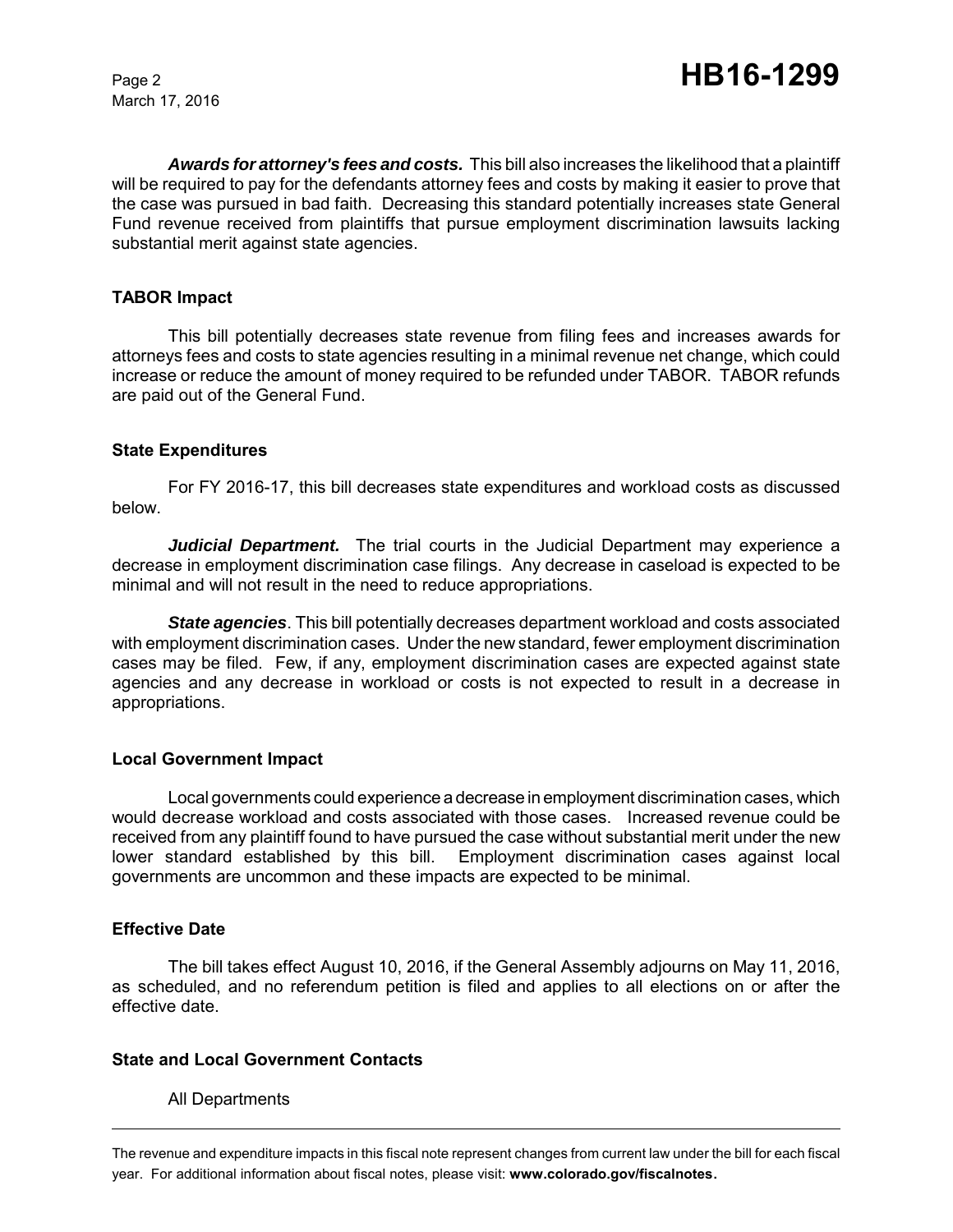***Awards for attorney's fees and costs.*** This bill also increases the likelihood that a plaintiff will be required to pay for the defendants attorney fees and costs by making it easier to prove that the case was pursued in bad faith. Decreasing this standard potentially increases state General Fund revenue received from plaintiffs that pursue employment discrimination lawsuits lacking substantial merit against state agencies.

### TABOR Impact

This bill potentially decreases state revenue from filing fees and increases awards for attorneys fees and costs to state agencies resulting in a minimal revenue net change, which could increase or reduce the amount of money required to be refunded under TABOR. TABOR refunds are paid out of the General Fund.

### State Expenditures

For FY 2016-17, this bill decreases state expenditures and workload costs as discussed below.

***Judicial Department.*** The trial courts in the Judicial Department may experience a decrease in employment discrimination case filings. Any decrease in caseload is expected to be minimal and will not result in the need to reduce appropriations.

***State agencies***. This bill potentially decreases department workload and costs associated with employment discrimination cases. Under the new standard, fewer employment discrimination cases may be filed. Few, if any, employment discrimination cases are expected against state agencies and any decrease in workload or costs is not expected to result in a decrease in appropriations.

### Local Government Impact

Local governments could experience a decrease in employment discrimination cases, which would decrease workload and costs associated with those cases. Increased revenue could be received from any plaintiff found to have pursued the case without substantial merit under the new lower standard established by this bill. Employment discrimination cases against local governments are uncommon and these impacts are expected to be minimal.

### Effective Date

The bill takes effect August 10, 2016, if the General Assembly adjourns on May 11, 2016, as scheduled, and no referendum petition is filed and applies to all elections on or after the effective date.

### State and Local Government Contacts

All Departments

The revenue and expenditure impacts in this fiscal note represent changes from current law under the bill for each fiscal year. For additional information about fiscal notes, please visit: **www.colorado.gov/fiscalnotes.**